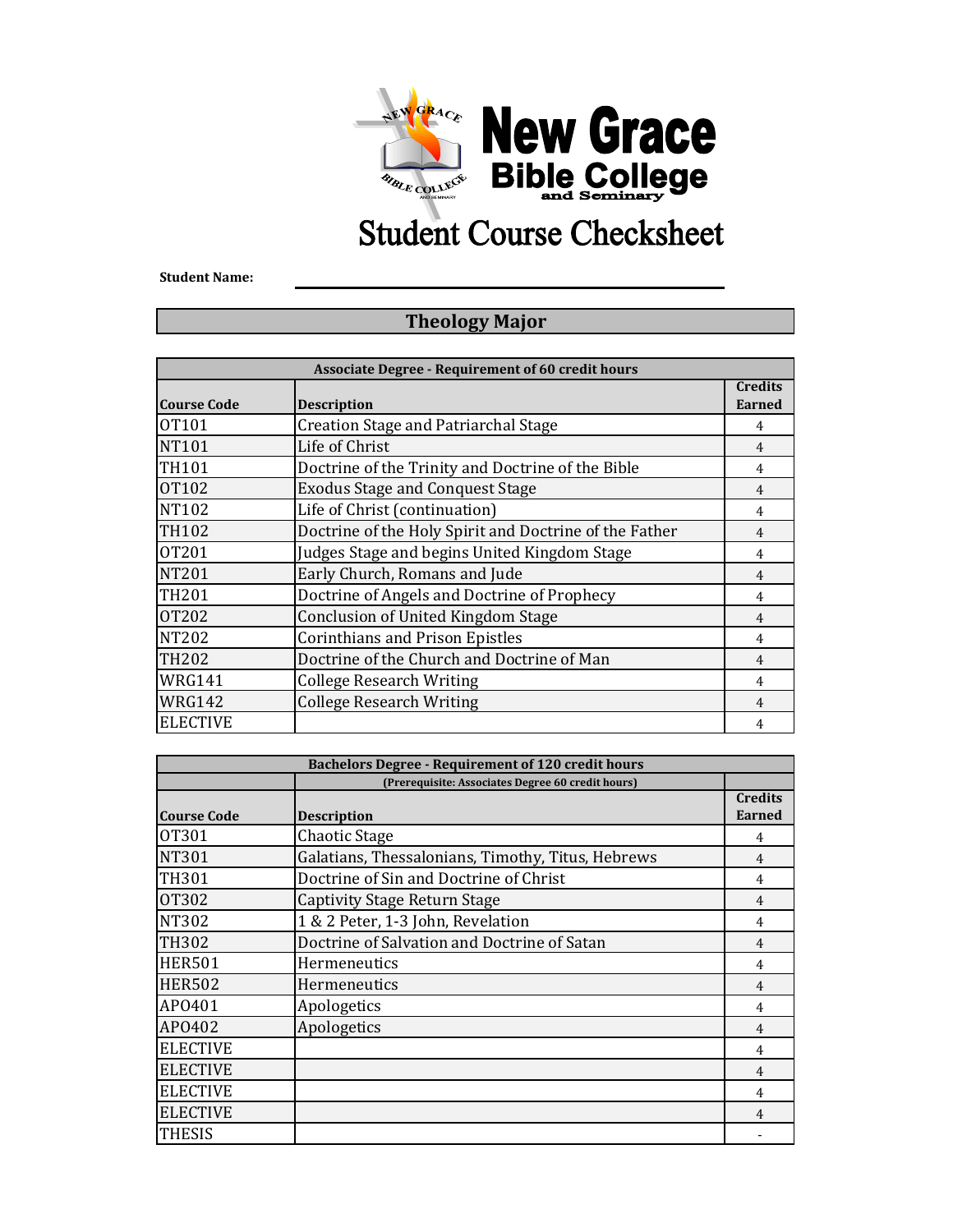# New Grace Bible College and Seminary

# Student Course Checksheet

**Student Name:** ______________________________

## Theology Major

| Associate Degree - Requirement of 60 credit hours | | |
|---|---|---|
| **Course Code** | **Description** | **Credits Earned** |
| OT101 | Creation Stage and Patriarchal Stage | 4 |
| NT101 | Life of Christ | 4 |
| TH101 | Doctrine of the Trinity and Doctrine of the Bible | 4 |
| OT102 | Exodus Stage and Conquest Stage | 4 |
| NT102 | Life of Christ (continuation) | 4 |
| TH102 | Doctrine of the Holy Spirit and Doctrine of the Father | 4 |
| OT201 | Judges Stage and begins United Kingdom Stage | 4 |
| NT201 | Early Church, Romans and Jude | 4 |
| TH201 | Doctrine of Angels and Doctrine of Prophecy | 4 |
| OT202 | Conclusion of United Kingdom Stage | 4 |
| NT202 | Corinthians and Prison Epistles | 4 |
| TH202 | Doctrine of the Church and Doctrine of Man | 4 |
| WRG141 | College Research Writing | 4 |
| WRG142 | College Research Writing | 4 |
| ELECTIVE | | 4 |

| Bachelors Degree - Requirement of 120 credit hours | | |
|---|---|---|
| | (Prerequisite: Associates Degree 60 credit hours) | |
| **Course Code** | **Description** | **Credits Earned** |
| OT301 | Chaotic Stage | 4 |
| NT301 | Galatians, Thessalonians, Timothy, Titus, Hebrews | 4 |
| TH301 | Doctrine of Sin and Doctrine of Christ | 4 |
| OT302 | Captivity Stage Return Stage | 4 |
| NT302 | 1 & 2 Peter, 1-3 John, Revelation | 4 |
| TH302 | Doctrine of Salvation and Doctrine of Satan | 4 |
| HER501 | Hermeneutics | 4 |
| HER502 | Hermeneutics | 4 |
| APO401 | Apologetics | 4 |
| APO402 | Apologetics | 4 |
| ELECTIVE | | 4 |
| ELECTIVE | | 4 |
| ELECTIVE | | 4 |
| ELECTIVE | | 4 |
| THESIS | | - |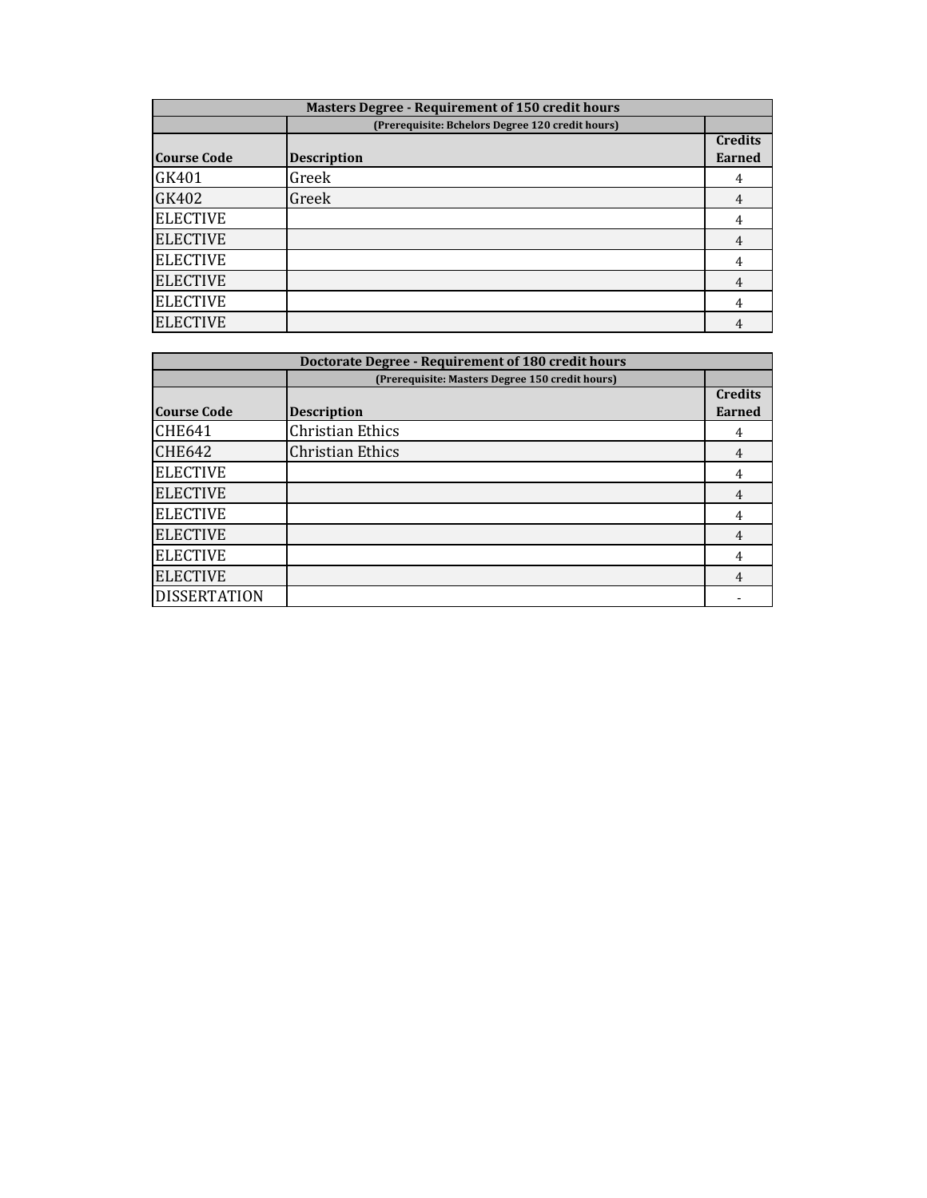| Masters Degree - Requirement of 150 credit hours | | |
|---|---|---|
| | (Prerequisite: Bchelors Degree 120 credit hours) | |
| Course Code | Description | Credits Earned |
| GK401 | Greek | 4 |
| GK402 | Greek | 4 |
| ELECTIVE | | 4 |
| ELECTIVE | | 4 |
| ELECTIVE | | 4 |
| ELECTIVE | | 4 |
| ELECTIVE | | 4 |
| ELECTIVE | | 4 |

| Doctorate Degree - Requirement of 180 credit hours | | |
|---|---|---|
| | (Prerequisite: Masters Degree 150 credit hours) | |
| Course Code | Description | Credits Earned |
| CHE641 | Christian Ethics | 4 |
| CHE642 | Christian Ethics | 4 |
| ELECTIVE | | 4 |
| ELECTIVE | | 4 |
| ELECTIVE | | 4 |
| ELECTIVE | | 4 |
| ELECTIVE | | 4 |
| ELECTIVE | | 4 |
| DISSERTATION | | - |